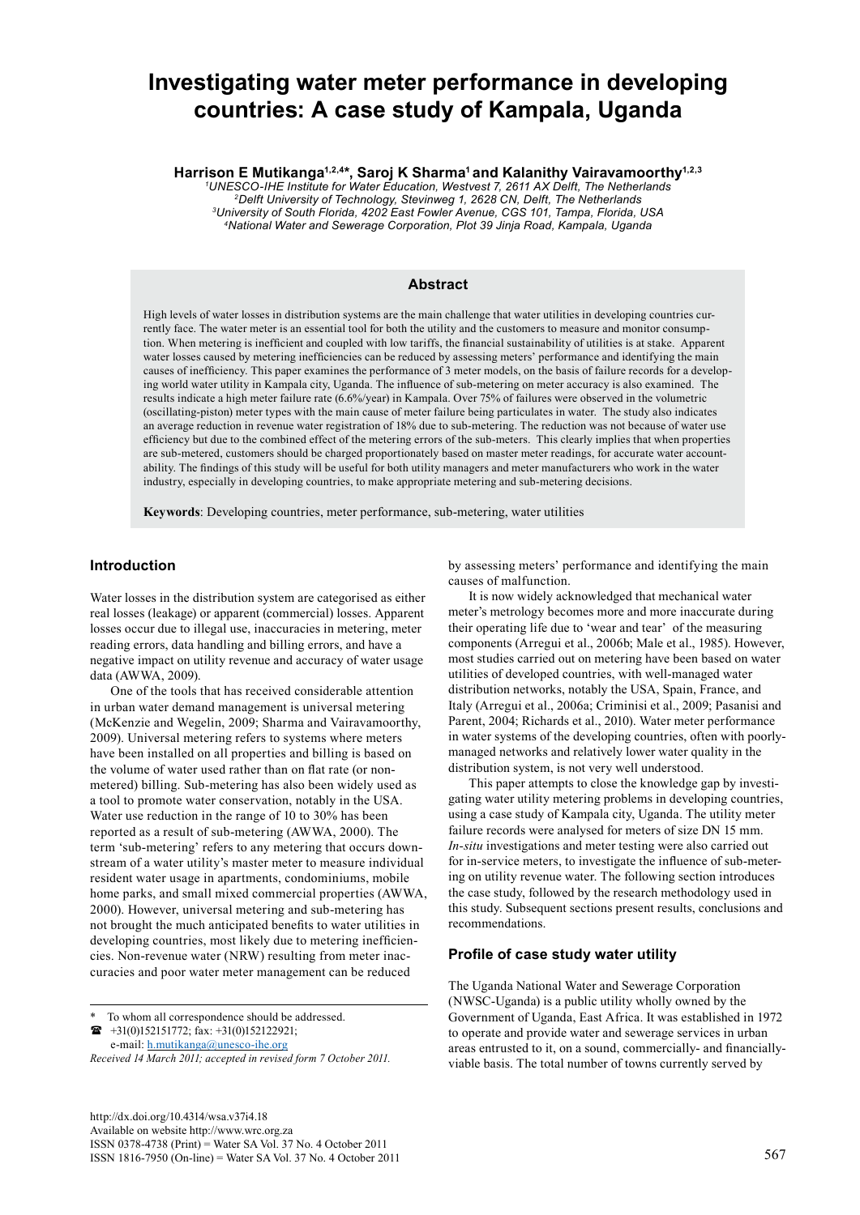# Investigating water meter performance in developing countries: A case study of Kampala, Uganda

**Harrison E Mutikanga[1,2,4]*, Saroj K Sharma[1] and Kalanithy Vairavamoorthy[1,2,3]**

[1]*UNESCO-IHE Institute for Water Education, Westvest 7, 2611 AX Delft, The Netherlands*
[2]*Delft University of Technology, Stevinweg 1, 2628 CN, Delft, The Netherlands*
[3]*University of South Florida, 4202 East Fowler Avenue, CGS 101, Tampa, Florida, USA*
[4]*National Water and Sewerage Corporation, Plot 39 Jinja Road, Kampala, Uganda*

## Abstract

High levels of water losses in distribution systems are the main challenge that water utilities in developing countries currently face. The water meter is an essential tool for both the utility and the customers to measure and monitor consumption. When metering is inefficient and coupled with low tariffs, the financial sustainability of utilities is at stake. Apparent water losses caused by metering inefficiencies can be reduced by assessing meters' performance and identifying the main causes of inefficiency. This paper examines the performance of 3 meter models, on the basis of failure records for a developing world water utility in Kampala city, Uganda. The influence of sub-metering on meter accuracy is also examined. The results indicate a high meter failure rate (6.6%/year) in Kampala. Over 75% of failures were observed in the volumetric (oscillating-piston) meter types with the main cause of meter failure being particulates in water. The study also indicates an average reduction in revenue water registration of 18% due to sub-metering. The reduction was not because of water use efficiency but due to the combined effect of the metering errors of the sub-meters. This clearly implies that when properties are sub-metered, customers should be charged proportionately based on master meter readings, for accurate water accountability. The findings of this study will be useful for both utility managers and meter manufacturers who work in the water industry, especially in developing countries, to make appropriate metering and sub-metering decisions.

**Keywords**: Developing countries, meter performance, sub-metering, water utilities

## Introduction

Water losses in the distribution system are categorised as either real losses (leakage) or apparent (commercial) losses. Apparent losses occur due to illegal use, inaccuracies in metering, meter reading errors, data handling and billing errors, and have a negative impact on utility revenue and accuracy of water usage data (AWWA, 2009).

One of the tools that has received considerable attention in urban water demand management is universal metering (McKenzie and Wegelin, 2009; Sharma and Vairavamoorthy, 2009). Universal metering refers to systems where meters have been installed on all properties and billing is based on the volume of water used rather than on flat rate (or non-metered) billing. Sub-metering has also been widely used as a tool to promote water conservation, notably in the USA. Water use reduction in the range of 10 to 30% has been reported as a result of sub-metering (AWWA, 2000). The term 'sub-metering' refers to any metering that occurs downstream of a water utility's master meter to measure individual resident water usage in apartments, condominiums, mobile home parks, and small mixed commercial properties (AWWA, 2000). However, universal metering and sub-metering has not brought the much anticipated benefits to water utilities in developing countries, most likely due to metering inefficiencies. Non-revenue water (NRW) resulting from meter inaccuracies and poor water meter management can be reduced by assessing meters' performance and identifying the main causes of malfunction.

It is now widely acknowledged that mechanical water meter's metrology becomes more and more inaccurate during their operating life due to 'wear and tear' of the measuring components (Arregui et al., 2006b; Male et al., 1985). However, most studies carried out on metering have been based on water utilities of developed countries, with well-managed water distribution networks, notably the USA, Spain, France, and Italy (Arregui et al., 2006a; Criminisi et al., 2009; Pasanisi and Parent, 2004; Richards et al., 2010). Water meter performance in water systems of the developing countries, often with poorly-managed networks and relatively lower water quality in the distribution system, is not very well understood.

This paper attempts to close the knowledge gap by investigating water utility metering problems in developing countries, using a case study of Kampala city, Uganda. The utility meter failure records were analysed for meters of size DN 15 mm. *In-situ* investigations and meter testing were also carried out for in-service meters, to investigate the influence of sub-metering on utility revenue water. The following section introduces the case study, followed by the research methodology used in this study. Subsequent sections present results, conclusions and recommendations.

## Profile of case study water utility

The Uganda National Water and Sewerage Corporation (NWSC-Uganda) is a public utility wholly owned by the Government of Uganda, East Africa. It was established in 1972 to operate and provide water and sewerage services in urban areas entrusted to it, on a sound, commercially- and financially-viable basis. The total number of towns currently served by

---

\* To whom all correspondence should be addressed.
☎ +31(0)152151772; fax: +31(0)152122921;
e-mail: h.mutikanga@unesco-ihe.org

*Received 14 March 2011; accepted in revised form 7 October 2011.*

http://dx.doi.org/10.4314/wsa.v37i4.18
Available on website http://www.wrc.org.za
ISSN 0378-4738 (Print) = Water SA Vol. 37 No. 4 October 2011
ISSN 1816-7950 (On-line) = Water SA Vol. 37 No. 4 October 2011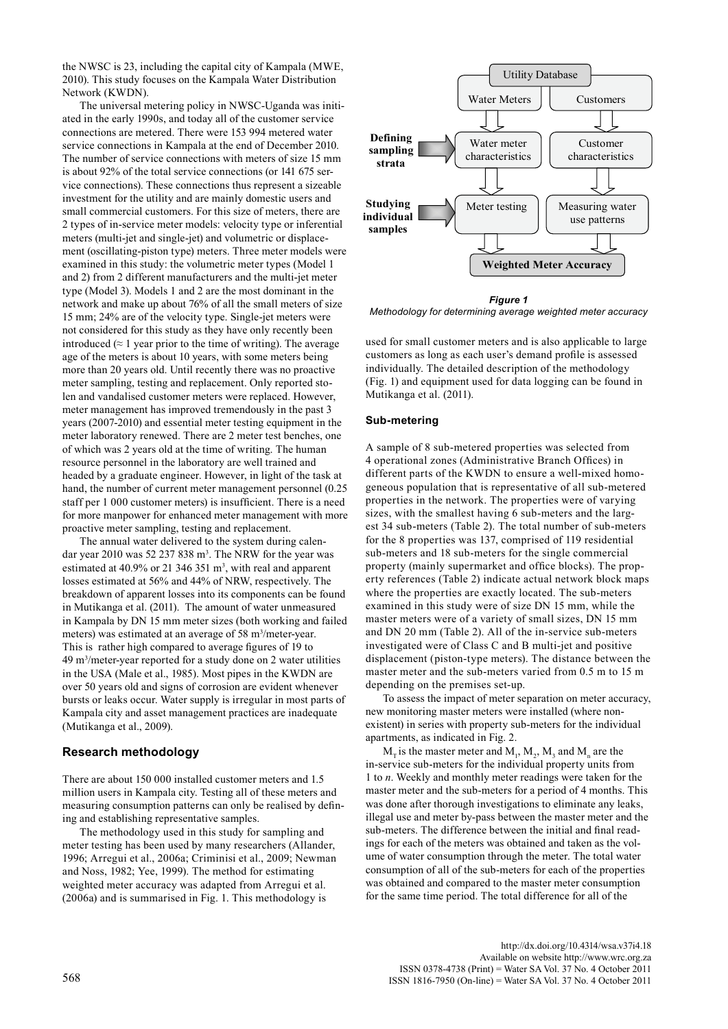the NWSC is 23, including the capital city of Kampala (MWE, 2010). This study focuses on the Kampala Water Distribution Network (KWDN).

The universal metering policy in NWSC-Uganda was initiated in the early 1990s, and today all of the customer service connections are metered. There were 153 994 metered water service connections in Kampala at the end of December 2010. The number of service connections with meters of size 15 mm is about 92% of the total service connections (or 141 675 service connections). These connections thus represent a sizeable investment for the utility and are mainly domestic users and small commercial customers. For this size of meters, there are 2 types of in-service meter models: velocity type or inferential meters (multi-jet and single-jet) and volumetric or displacement (oscillating-piston type) meters. Three meter models were examined in this study: the volumetric meter types (Model 1 and 2) from 2 different manufacturers and the multi-jet meter type (Model 3). Models 1 and 2 are the most dominant in the network and make up about 76% of all the small meters of size 15 mm; 24% are of the velocity type. Single-jet meters were not considered for this study as they have only recently been introduced (≈ 1 year prior to the time of writing). The average age of the meters is about 10 years, with some meters being more than 20 years old. Until recently there was no proactive meter sampling, testing and replacement. Only reported stolen and vandalised customer meters were replaced. However, meter management has improved tremendously in the past 3 years (2007-2010) and essential meter testing equipment in the meter laboratory renewed. There are 2 meter test benches, one of which was 2 years old at the time of writing. The human resource personnel in the laboratory are well trained and headed by a graduate engineer. However, in light of the task at hand, the number of current meter management personnel (0.25 staff per 1 000 customer meters) is insufficient. There is a need for more manpower for enhanced meter management with more proactive meter sampling, testing and replacement.

The annual water delivered to the system during calendar year 2010 was 52 237 838 m$^3$. The NRW for the year was estimated at 40.9% or 21 346 351 m$^3$, with real and apparent losses estimated at 56% and 44% of NRW, respectively. The breakdown of apparent losses into its components can be found in Mutikanga et al. (2011). The amount of water unmeasured in Kampala by DN 15 mm meter sizes (both working and failed meters) was estimated at an average of 58 m$^3$/meter-year. This is rather high compared to average figures of 19 to 49 m$^3$/meter-year reported for a study done on 2 water utilities in the USA (Male et al., 1985). Most pipes in the KWDN are over 50 years old and signs of corrosion are evident whenever bursts or leaks occur. Water supply is irregular in most parts of Kampala city and asset management practices are inadequate (Mutikanga et al., 2009).

## Research methodology

There are about 150 000 installed customer meters and 1.5 million users in Kampala city. Testing all of these meters and measuring consumption patterns can only be realised by defining and establishing representative samples.

The methodology used in this study for sampling and meter testing has been used by many researchers (Allander, 1996; Arregui et al., 2006a; Criminisi et al., 2009; Newman and Noss, 1982; Yee, 1999). The method for estimating weighted meter accuracy was adapted from Arregui et al. (2006a) and is summarised in Fig. 1. This methodology is used for small customer meters and is also applicable to large customers as long as each user's demand profile is assessed individually. The detailed description of the methodology (Fig. 1) and equipment used for data logging can be found in Mutikanga et al. (2011).

**Figure 1**
*Methodology for determining average weighted meter accuracy*

### Sub-metering

A sample of 8 sub-metered properties was selected from 4 operational zones (Administrative Branch Offices) in different parts of the KWDN to ensure a well-mixed homogeneous population that is representative of all sub-metered properties in the network. The properties were of varying sizes, with the smallest having 6 sub-meters and the largest 34 sub-meters (Table 2). The total number of sub-meters for the 8 properties was 137, comprised of 119 residential sub-meters and 18 sub-meters for the single commercial property (mainly supermarket and office blocks). The property references (Table 2) indicate actual network block maps where the properties are exactly located. The sub-meters examined in this study were of size DN 15 mm, while the master meters were of a variety of small sizes, DN 15 mm and DN 20 mm (Table 2). All of the in-service sub-meters investigated were of Class C and B multi-jet and positive displacement (piston-type meters). The distance between the master meter and the sub-meters varied from 0.5 m to 15 m depending on the premises set-up.

To assess the impact of meter separation on meter accuracy, new monitoring master meters were installed (where non-existent) in series with property sub-meters for the individual apartments, as indicated in Fig. 2.

$M_T$ is the master meter and $M_1$, $M_2$, $M_3$ and $M_n$ are the in-service sub-meters for the individual property units from 1 to *n*. Weekly and monthly meter readings were taken for the master meter and the sub-meters for a period of 4 months. This was done after thorough investigations to eliminate any leaks, illegal use and meter by-pass between the master meter and the sub-meters. The difference between the initial and final readings for each of the meters was obtained and taken as the volume of water consumption through the meter. The total water consumption of all of the sub-meters for each of the properties was obtained and compared to the master meter consumption for the same time period. The total difference for all of the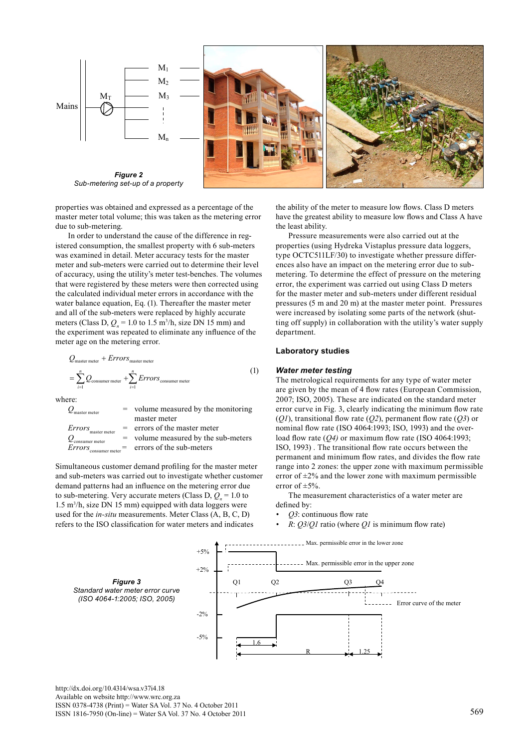Figure 2
Sub-metering set-up of a property

properties was obtained and expressed as a percentage of the master meter total volume; this was taken as the metering error due to sub-metering.

In order to understand the cause of the difference in registered consumption, the smallest property with 6 sub-meters was examined in detail. Meter accuracy tests for the master meter and sub-meters were carried out to determine their level of accuracy, using the utility's meter test-benches. The volumes that were registered by these meters were then corrected using the calculated individual meter errors in accordance with the water balance equation, Eq. (1). Thereafter the master meter and all of the sub-meters were replaced by highly accurate meters (Class D, $Q_n$ = 1.0 to 1.5 m$^3$/h, size DN 15 mm) and the experiment was repeated to eliminate any influence of the meter age on the metering error.

$$Q_{\text{master meter}} + Errors_{\text{master meter}} = \sum_{i=1}^{n} Q_{\text{consumer meter}} + \sum_{i=1}^{n} Errors_{\text{consumer meter}} \quad (1)$$

where:

$Q_{\text{master meter}}$ = volume measured by the monitoring master meter
$Errors_{\text{master meter}}$ = errors of the master meter
$Q_{\text{consumer meter}}$ = volume measured by the sub-meters
$Errors_{\text{consumer meter}}$ = errors of the sub-meters

Simultaneous customer demand profiling for the master meter and sub-meters was carried out to investigate whether customer demand patterns had an influence on the metering error due to sub-metering. Very accurate meters (Class D, $Q_n$ = 1.0 to 1.5 m$^3$/h, size DN 15 mm) equipped with data loggers were used for the *in-situ* measurements. Meter Class (A, B, C, D) refers to the ISO classification for water meters and indicates the ability of the meter to measure low flows. Class D meters have the greatest ability to measure low flows and Class A have the least ability.

Pressure measurements were also carried out at the properties (using Hydreka Vistaplus pressure data loggers, type OCTC511LF/30) to investigate whether pressure differences also have an impact on the metering error due to sub-metering. To determine the effect of pressure on the metering error, the experiment was carried out using Class D meters for the master meter and sub-meters under different residual pressures (5 m and 20 m) at the master meter point. Pressures were increased by isolating some parts of the network (shutting off supply) in collaboration with the utility's water supply department.

## Laboratory studies

### Water meter testing

The metrological requirements for any type of water meter are given by the mean of 4 flow rates (European Commission, 2007; ISO, 2005). These are indicated on the standard meter error curve in Fig. 3, clearly indicating the minimum flow rate (*Q1*), transitional flow rate (*Q2*), permanent flow rate (*Q3*) or nominal flow rate (ISO 4064:1993; ISO, 1993) and the overload flow rate (*Q4)* or maximum flow rate (ISO 4064:1993; ISO, 1993) . The transitional flow rate occurs between the permanent and minimum flow rates, and divides the flow rate range into 2 zones: the upper zone with maximum permissible error of ±2% and the lower zone with maximum permissible error of ±5%.

The measurement characteristics of a water meter are defined by:

- *Q3*: continuous flow rate
- *R*: *Q3*/*Q1* ratio (where *Q1* is minimum flow rate)

Figure 3
Standard water meter error curve
(ISO 4064-1:2005; ISO, 2005)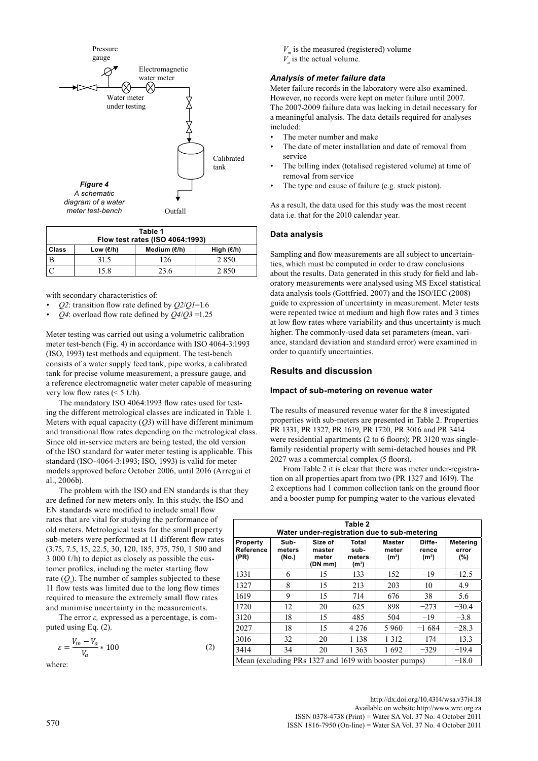Figure 4
*A schematic diagram of a water meter test-bench*

| Table 1 Flow test rates (ISO 4064:1993) | | | |
|---|---|---|---|
| Class | Low (ℓ/h) | Medium (ℓ/h) | High (ℓ/h) |
| B | 31.5 | 126 | 2 850 |
| C | 15.8 | 23.6 | 2 850 |

with secondary characteristics of:

- $Q2$: transition flow rate defined by $Q2/Q1$=1.6
- $Q4$: overload flow rate defined by $Q4/Q3$ =1.25

Meter testing was carried out using a volumetric calibration meter test-bench (Fig. 4) in accordance with ISO 4064-3:1993 (ISO, 1993) test methods and equipment. The test-bench consists of a water supply feed tank, pipe works, a calibrated tank for precise volume measurement, a pressure gauge, and a reference electromagnetic water meter capable of measuring very low flow rates (< 5 ℓ/h).

The mandatory ISO 4064:1993 flow rates used for testing the different metrological classes are indicated in Table 1. Meters with equal capacity ($Q3$) will have different minimum and transitional flow rates depending on the metrological class. Since old in-service meters are being tested, the old version of the ISO standard for water meter testing is applicable. This standard (ISO-4064-3:1993; ISO, 1993) is valid for meter models approved before October 2006, until 2016 (Arregui et al., 2006b).

The problem with the ISO and EN standards is that they are defined for new meters only. In this study, the ISO and EN standards were modified to include small flow rates that are vital for studying the performance of old meters. Metrological tests for the small property sub-meters were performed at 11 different flow rates (3.75, 7.5, 15, 22.5, 30, 120, 185, 375, 750, 1 500 and 3 000 ℓ/h) to depict as closely as possible the customer profiles, including the meter starting flow rate ($Q_s$). The number of samples subjected to these 11 flow tests was limited due to the long flow times required to measure the extremely small flow rates and minimise uncertainty in the measurements.

The error $\varepsilon$, expressed as a percentage, is computed using Eq. (2).

$$\varepsilon = \frac{V_m - V_a}{V_a} * 100 \tag{2}$$

where:

$V_m$ is the measured (registered) volume
$V_a$ is the actual volume.

#### *Analysis of meter failure data*

Meter failure records in the laboratory were also examined. However, no records were kept on meter failure until 2007. The 2007-2009 failure data was lacking in detail necessary for a meaningful analysis. The data details required for analyses included:

- The meter number and make
- The date of meter installation and date of removal from service
- The billing index (totalised registered volume) at time of removal from service
- The type and cause of failure (e.g. stuck piston).

As a result, the data used for this study was the most recent data i.e. that for the 2010 calendar year.

### Data analysis

Sampling and flow measurements are all subject to uncertainties, which must be computed in order to draw conclusions about the results. Data generated in this study for field and laboratory measurements were analysed using MS Excel statistical data analysis tools (Gottfried. 2007) and the ISO/IEC (2008) guide to expression of uncertainty in measurement. Meter tests were repeated twice at medium and high flow rates and 3 times at low flow rates where variability and thus uncertainty is much higher. The commonly-used data set parameters (mean, variance, standard deviation and standard error) were examined in order to quantify uncertainties.

## Results and discussion

### Impact of sub-metering on revenue water

The results of measured revenue water for the 8 investigated properties with sub-meters are presented in Table 2. Properties PR 1331, PR 1327, PR 1619, PR 1720, PR 3016 and PR 3414 were residential apartments (2 to 6 floors); PR 3120 was single-family residential property with semi-detached houses and PR 2027 was a commercial complex (5 floors).

From Table 2 it is clear that there was meter under-registration on all properties apart from two (PR 1327 and 1619). The 2 exceptions had 1 common collection tank on the ground floor and a booster pump for pumping water to the various elevated

| Table 2 Water under-registration due to sub-metering | | | | | | |
|---|---|---|---|---|---|---|
| Property Reference (PR) | Sub-meters (No.) | Size of master meter (DN mm) | Total sub-meters (m³) | Master meter (m³) | Difference (m³) | Metering error (%) |
| 1331 | 6 | 15 | 133 | 152 | −19 | −12.5 |
| 1327 | 8 | 15 | 213 | 203 | 10 | 4.9 |
| 1619 | 9 | 15 | 714 | 676 | 38 | 5.6 |
| 1720 | 12 | 20 | 625 | 898 | −273 | −30.4 |
| 3120 | 18 | 15 | 485 | 504 | −19 | −3.8 |
| 2027 | 18 | 15 | 4 276 | 5 960 | −1 684 | −28.3 |
| 3016 | 32 | 20 | 1 138 | 1 312 | −174 | −13.3 |
| 3414 | 34 | 20 | 1 363 | 1 692 | −329 | −19.4 |
| Mean (excluding PRs 1327 and 1619 with booster pumps) | | | | | | −18.0 |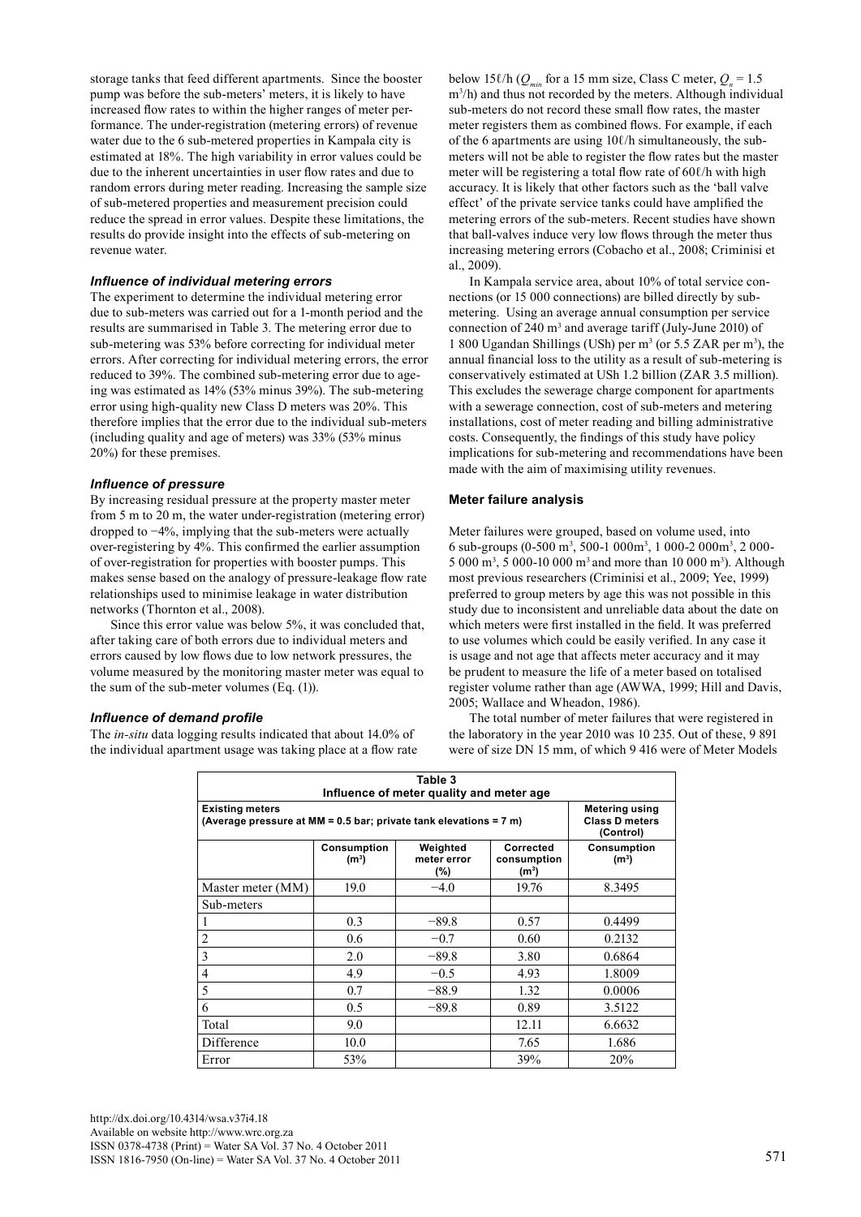storage tanks that feed different apartments. Since the booster pump was before the sub-meters' meters, it is likely to have increased flow rates to within the higher ranges of meter performance. The under-registration (metering errors) of revenue water due to the 6 sub-metered properties in Kampala city is estimated at 18%. The high variability in error values could be due to the inherent uncertainties in user flow rates and due to random errors during meter reading. Increasing the sample size of sub-metered properties and measurement precision could reduce the spread in error values. Despite these limitations, the results do provide insight into the effects of sub-metering on revenue water.

### *Influence of individual metering errors*

The experiment to determine the individual metering error due to sub-meters was carried out for a 1-month period and the results are summarised in Table 3. The metering error due to sub-metering was 53% before correcting for individual meter errors. After correcting for individual metering errors, the error reduced to 39%. The combined sub-metering error due to ageing was estimated as 14% (53% minus 39%). The sub-metering error using high-quality new Class D meters was 20%. This therefore implies that the error due to the individual sub-meters (including quality and age of meters) was 33% (53% minus 20%) for these premises.

### *Influence of pressure*

By increasing residual pressure at the property master meter from 5 m to 20 m, the water under-registration (metering error) dropped to −4%, implying that the sub-meters were actually over-registering by 4%. This confirmed the earlier assumption of over-registration for properties with booster pumps. This makes sense based on the analogy of pressure-leakage flow rate relationships used to minimise leakage in water distribution networks (Thornton et al., 2008).

Since this error value was below 5%, it was concluded that, after taking care of both errors due to individual meters and errors caused by low flows due to low network pressures, the volume measured by the monitoring master meter was equal to the sum of the sub-meter volumes (Eq. (1)).

### *Influence of demand profile*

The *in-situ* data logging results indicated that about 14.0% of the individual apartment usage was taking place at a flow rate below 15ℓ/h ($Q_{min}$ for a 15 mm size, Class C meter, $Q_n$ = 1.5 $m^3$/h) and thus not recorded by the meters. Although individual sub-meters do not record these small flow rates, the master meter registers them as combined flows. For example, if each of the 6 apartments are using 10ℓ/h simultaneously, the sub-meters will not be able to register the flow rates but the master meter will be registering a total flow rate of 60ℓ/h with high accuracy. It is likely that other factors such as the 'ball valve effect' of the private service tanks could have amplified the metering errors of the sub-meters. Recent studies have shown that ball-valves induce very low flows through the meter thus increasing metering errors (Cobacho et al., 2008; Criminisi et al., 2009).

In Kampala service area, about 10% of total service connections (or 15 000 connections) are billed directly by sub-metering. Using an average annual consumption per service connection of 240 $m^3$ and average tariff (July-June 2010) of 1 800 Ugandan Shillings (USh) per $m^3$ (or 5.5 ZAR per $m^3$), the annual financial loss to the utility as a result of sub-metering is conservatively estimated at USh 1.2 billion (ZAR 3.5 million). This excludes the sewerage charge component for apartments with a sewerage connection, cost of sub-meters and metering installations, cost of meter reading and billing administrative costs. Consequently, the findings of this study have policy implications for sub-metering and recommendations have been made with the aim of maximising utility revenues.

## Meter failure analysis

Meter failures were grouped, based on volume used, into 6 sub-groups (0-500 $m^3$, 500-1 000$m^3$, 1 000-2 000$m^3$, 2 000-5 000 $m^3$, 5 000-10 000 $m^3$ and more than 10 000 $m^3$). Although most previous researchers (Criminisi et al., 2009; Yee, 1999) preferred to group meters by age this was not possible in this study due to inconsistent and unreliable data about the date on which meters were first installed in the field. It was preferred to use volumes which could be easily verified. In any case it is usage and not age that affects meter accuracy and it may be prudent to measure the life of a meter based on totalised register volume rather than age (AWWA, 1999; Hill and Davis, 2005; Wallace and Wheadon, 1986).

The total number of meter failures that were registered in the laboratory in the year 2010 was 10 235. Out of these, 9 891 were of size DN 15 mm, of which 9 416 were of Meter Models

**Table 3**
**Influence of meter quality and meter age**

| Existing meters (Average pressure at MM = 0.5 bar; private tank elevations = 7 m) | | | | Metering using Class D meters (Control) |
|---|---|---|---|---|
| | Consumption ($m^3$) | Weighted meter error (%) | Corrected consumption ($m^3$) | Consumption ($m^3$) |
| Master meter (MM) | 19.0 | −4.0 | 19.76 | 8.3495 |
| Sub-meters | | | | |
| 1 | 0.3 | −89.8 | 0.57 | 0.4499 |
| 2 | 0.6 | −0.7 | 0.60 | 0.2132 |
| 3 | 2.0 | −89.8 | 3.80 | 0.6864 |
| 4 | 4.9 | −0.5 | 4.93 | 1.8009 |
| 5 | 0.7 | −88.9 | 1.32 | 0.0006 |
| 6 | 0.5 | −89.8 | 0.89 | 3.5122 |
| Total | 9.0 | | 12.11 | 6.6632 |
| Difference | 10.0 | | 7.65 | 1.686 |
| Error | 53% | | 39% | 20% |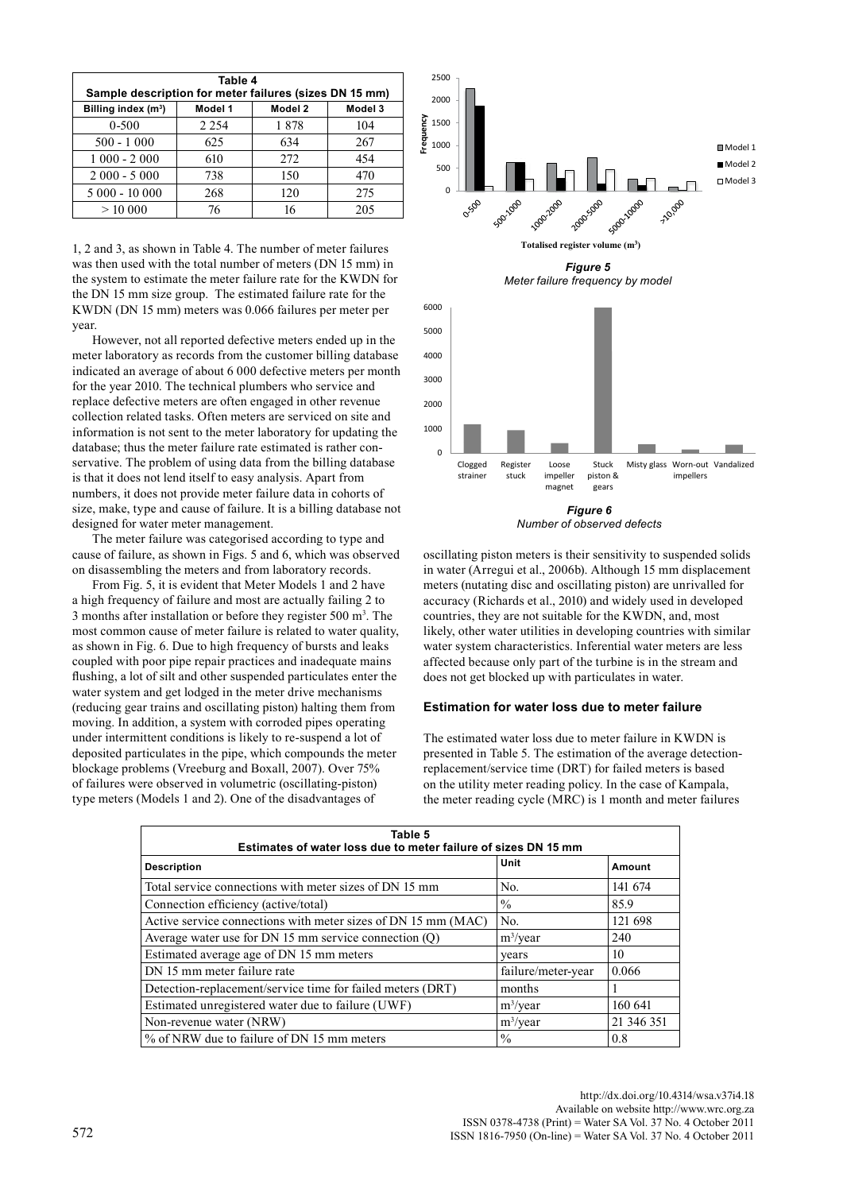| Table 4 Sample description for meter failures (sizes DN 15 mm) | | | |
|---|---|---|---|
| Billing index (m³) | Model 1 | Model 2 | Model 3 |
| 0-500 | 2 254 | 1 878 | 104 |
| 500 - 1 000 | 625 | 634 | 267 |
| 1 000 - 2 000 | 610 | 272 | 454 |
| 2 000 - 5 000 | 738 | 150 | 470 |
| 5 000 - 10 000 | 268 | 120 | 275 |
| > 10 000 | 76 | 16 | 205 |

1, 2 and 3, as shown in Table 4. The number of meter failures was then used with the total number of meters (DN 15 mm) in the system to estimate the meter failure rate for the KWDN for the DN 15 mm size group. The estimated failure rate for the KWDN (DN 15 mm) meters was 0.066 failures per meter per year.

However, not all reported defective meters ended up in the meter laboratory as records from the customer billing database indicated an average of about 6 000 defective meters per month for the year 2010. The technical plumbers who service and replace defective meters are often engaged in other revenue collection related tasks. Often meters are serviced on site and information is not sent to the meter laboratory for updating the database; thus the meter failure rate estimated is rather conservative. The problem of using data from the billing database is that it does not lend itself to easy analysis. Apart from numbers, it does not provide meter failure data in cohorts of size, make, type and cause of failure. It is a billing database not designed for water meter management.

The meter failure was categorised according to type and cause of failure, as shown in Figs. 5 and 6, which was observed on disassembling the meters and from laboratory records.

From Fig. 5, it is evident that Meter Models 1 and 2 have a high frequency of failure and most are actually failing 2 to 3 months after installation or before they register 500 m³. The most common cause of meter failure is related to water quality, as shown in Fig. 6. Due to high frequency of bursts and leaks coupled with poor pipe repair practices and inadequate mains flushing, a lot of silt and other suspended particulates enter the water system and get lodged in the meter drive mechanisms (reducing gear trains and oscillating piston) halting them from moving. In addition, a system with corroded pipes operating under intermittent conditions is likely to re-suspend a lot of deposited particulates in the pipe, which compounds the meter blockage problems (Vreeburg and Boxall, 2007). Over 75% of failures were observed in volumetric (oscillating-piston) type meters (Models 1 and 2). One of the disadvantages of oscillating piston meters is their sensitivity to suspended solids in water (Arregui et al., 2006b). Although 15 mm displacement meters (nutating disc and oscillating piston) are unrivalled for accuracy (Richards et al., 2010) and widely used in developed countries, they are not suitable for the KWDN, and, most likely, other water utilities in developing countries with similar water system characteristics. Inferential water meters are less affected because only part of the turbine is in the stream and does not get blocked up with particulates in water.

*Figure 5*
*Meter failure frequency by model*

*Figure 6*
*Number of observed defects*

### Estimation for water loss due to meter failure

The estimated water loss due to meter failure in KWDN is presented in Table 5. The estimation of the average detection-replacement/service time (DRT) for failed meters is based on the utility meter reading policy. In the case of Kampala, the meter reading cycle (MRC) is 1 month and meter failures

| Table 5 Estimates of water loss due to meter failure of sizes DN 15 mm | | |
|---|---|---|
| Description | Unit | Amount |
| Total service connections with meter sizes of DN 15 mm | No. | 141 674 |
| Connection efficiency (active/total) | % | 85.9 |
| Active service connections with meter sizes of DN 15 mm (MAC) | No. | 121 698 |
| Average water use for DN 15 mm service connection (Q) | m³/year | 240 |
| Estimated average age of DN 15 mm meters | years | 10 |
| DN 15 mm meter failure rate | failure/meter-year | 0.066 |
| Detection-replacement/service time for failed meters (DRT) | months | 1 |
| Estimated unregistered water due to failure (UWF) | m³/year | 160 641 |
| Non-revenue water (NRW) | m³/year | 21 346 351 |
| % of NRW due to failure of DN 15 mm meters | % | 0.8 |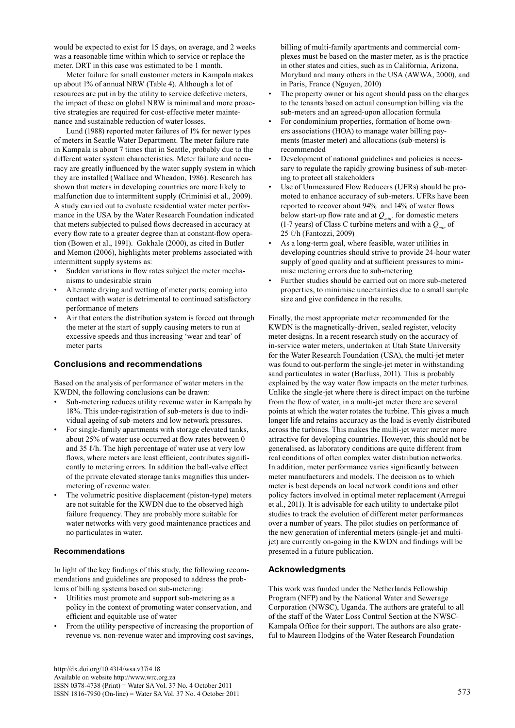would be expected to exist for 15 days, on average, and 2 weeks was a reasonable time within which to service or replace the meter. DRT in this case was estimated to be 1 month.

Meter failure for small customer meters in Kampala makes up about 1% of annual NRW (Table 4). Although a lot of resources are put in by the utility to service defective meters, the impact of these on global NRW is minimal and more proactive strategies are required for cost-effective meter maintenance and sustainable reduction of water losses.

Lund (1988) reported meter failures of 1% for newer types of meters in Seattle Water Department. The meter failure rate in Kampala is about 7 times that in Seattle, probably due to the different water system characteristics. Meter failure and accuracy are greatly influenced by the water supply system in which they are installed (Wallace and Wheadon, 1986). Research has shown that meters in developing countries are more likely to malfunction due to intermittent supply (Criminisi et al., 2009). A study carried out to evaluate residential water meter performance in the USA by the Water Research Foundation indicated that meters subjected to pulsed flows decreased in accuracy at every flow rate to a greater degree than at constant-flow operation (Bowen et al., 1991). Gokhale (2000), as cited in Butler and Memon (2006), highlights meter problems associated with intermittent supply systems as:

- Sudden variations in flow rates subject the meter mechanisms to undesirable strain
- Alternate drying and wetting of meter parts; coming into contact with water is detrimental to continued satisfactory performance of meters
- Air that enters the distribution system is forced out through the meter at the start of supply causing meters to run at excessive speeds and thus increasing 'wear and tear' of meter parts

## Conclusions and recommendations

Based on the analysis of performance of water meters in the KWDN, the following conclusions can be drawn:

- Sub-metering reduces utility revenue water in Kampala by 18%. This under-registration of sub-meters is due to individual ageing of sub-meters and low network pressures.
- For single-family apartments with storage elevated tanks, about 25% of water use occurred at flow rates between 0 and 35 ℓ/h. The high percentage of water use at very low flows, where meters are least efficient, contributes significantly to metering errors. In addition the ball-valve effect of the private elevated storage tanks magnifies this under-metering of revenue water.
- The volumetric positive displacement (piston-type) meters are not suitable for the KWDN due to the observed high failure frequency. They are probably more suitable for water networks with very good maintenance practices and no particulates in water.

### Recommendations

In light of the key findings of this study, the following recommendations and guidelines are proposed to address the problems of billing systems based on sub-metering:

- Utilities must promote and support sub-metering as a policy in the context of promoting water conservation, and efficient and equitable use of water
- From the utility perspective of increasing the proportion of revenue vs. non-revenue water and improving cost savings, billing of multi-family apartments and commercial complexes must be based on the master meter, as is the practice in other states and cities, such as in California, Arizona, Maryland and many others in the USA (AWWA, 2000), and in Paris, France (Nguyen, 2010)
- The property owner or his agent should pass on the charges to the tenants based on actual consumption billing via the sub-meters and an agreed-upon allocation formula
- For condominium properties, formation of home owners associations (HOA) to manage water billing payments (master meter) and allocations (sub-meters) is recommended
- Development of national guidelines and policies is necessary to regulate the rapidly growing business of sub-metering to protect all stakeholders
- Use of Unmeasured Flow Reducers (UFRs) should be promoted to enhance accuracy of sub-meters. UFRs have been reported to recover about 94% and 14% of water flows below start-up flow rate and at $Q_{min}$, for domestic meters (1-7 years) of Class C turbine meters and with a $Q_{min}$ of 25 ℓ/h (Fantozzi, 2009)
- As a long-term goal, where feasible, water utilities in developing countries should strive to provide 24-hour water supply of good quality and at sufficient pressures to minimise metering errors due to sub-metering
- Further studies should be carried out on more sub-metered properties, to minimise uncertainties due to a small sample size and give confidence in the results.

Finally, the most appropriate meter recommended for the KWDN is the magnetically-driven, sealed register, velocity meter designs. In a recent research study on the accuracy of in-service water meters, undertaken at Utah State University for the Water Research Foundation (USA), the multi-jet meter was found to out-perform the single-jet meter in withstanding sand particulates in water (Barfuss, 2011). This is probably explained by the way water flow impacts on the meter turbines. Unlike the single-jet where there is direct impact on the turbine from the flow of water, in a multi-jet meter there are several points at which the water rotates the turbine. This gives a much longer life and retains accuracy as the load is evenly distributed across the turbines. This makes the multi-jet water meter more attractive for developing countries. However, this should not be generalised, as laboratory conditions are quite different from real conditions of often complex water distribution networks. In addition, meter performance varies significantly between meter manufacturers and models. The decision as to which meter is best depends on local network conditions and other policy factors involved in optimal meter replacement (Arregui et al., 2011). It is advisable for each utility to undertake pilot studies to track the evolution of different meter performances over a number of years. The pilot studies on performance of the new generation of inferential meters (single-jet and multi-jet) are currently on-going in the KWDN and findings will be presented in a future publication.

## Acknowledgments

This work was funded under the Netherlands Fellowship Program (NFP) and by the National Water and Sewerage Corporation (NWSC), Uganda. The authors are grateful to all of the staff of the Water Loss Control Section at the NWSC-Kampala Office for their support. The authors are also grateful to Maureen Hodgins of the Water Research Foundation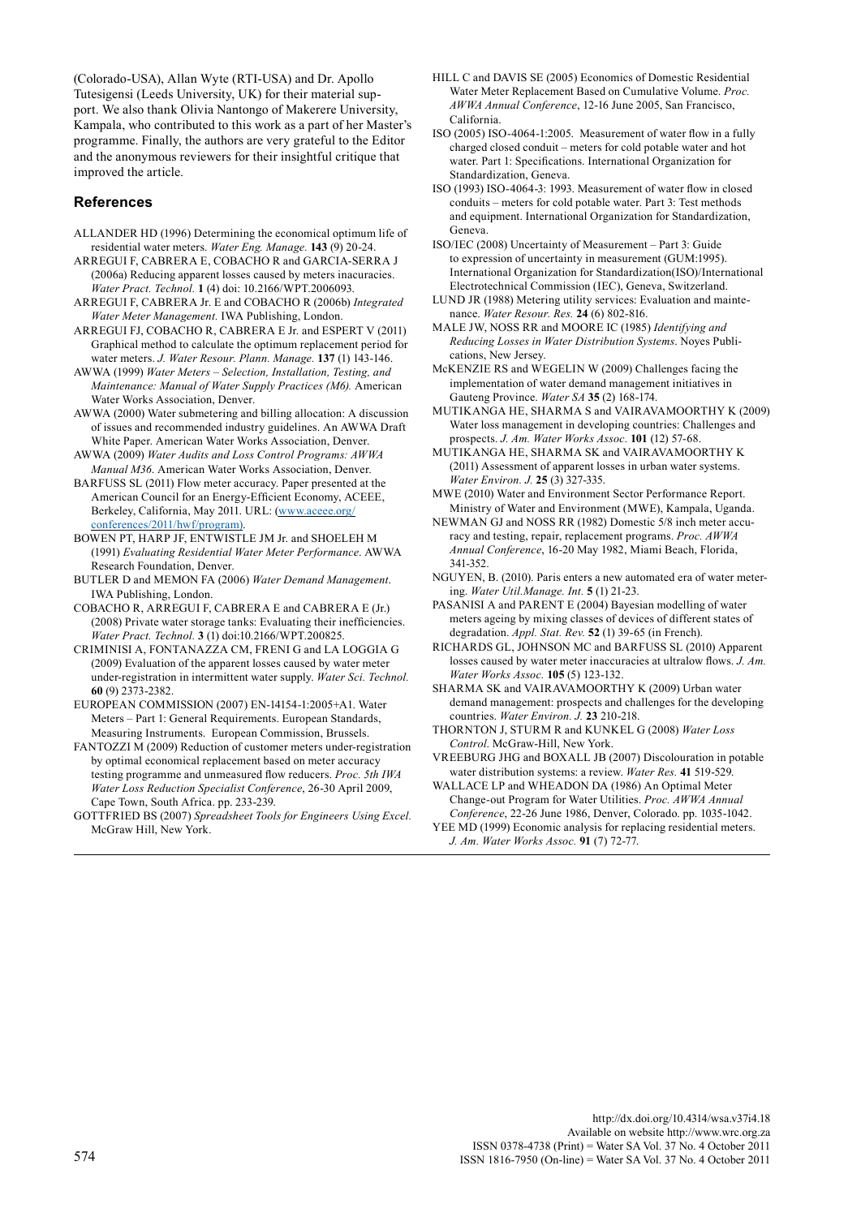(Colorado-USA), Allan Wyte (RTI-USA) and Dr. Apollo Tutesigensi (Leeds University, UK) for their material support. We also thank Olivia Nantongo of Makerere University, Kampala, who contributed to this work as a part of her Master's programme. Finally, the authors are very grateful to the Editor and the anonymous reviewers for their insightful critique that improved the article.

## References

ALLANDER HD (1996) Determining the economical optimum life of residential water meters. *Water Eng. Manage.* **143** (9) 20-24.

ARREGUI F, CABRERA E, COBACHO R and GARCIA-SERRA J (2006a) Reducing apparent losses caused by meters inacuracies. *Water Pract. Technol.* **1** (4) doi: 10.2166/WPT.2006093.

ARREGUI F, CABRERA Jr. E and COBACHO R (2006b) *Integrated Water Meter Management*. IWA Publishing, London.

ARREGUI FJ, COBACHO R, CABRERA E Jr. and ESPERT V (2011) Graphical method to calculate the optimum replacement period for water meters. *J. Water Resour. Plann. Manage.* **137** (1) 143-146.

AWWA (1999) *Water Meters – Selection, Installation, Testing, and Maintenance: Manual of Water Supply Practices (M6).* American Water Works Association, Denver.

AWWA (2000) Water submetering and billing allocation: A discussion of issues and recommended industry guidelines. An AWWA Draft White Paper. American Water Works Association, Denver.

AWWA (2009) *Water Audits and Loss Control Programs: AWWA Manual M36*. American Water Works Association, Denver.

BARFUSS SL (2011) Flow meter accuracy. Paper presented at the American Council for an Energy-Efficient Economy, ACEEE, Berkeley, California, May 2011. URL: (www.aceee.org/conferences/2011/hwf/program).

BOWEN PT, HARP JF, ENTWISTLE JM Jr. and SHOELEH M (1991) *Evaluating Residential Water Meter Performance*. AWWA Research Foundation, Denver.

BUTLER D and MEMON FA (2006) *Water Demand Management*. IWA Publishing, London.

COBACHO R, ARREGUI F, CABRERA E and CABRERA E (Jr.) (2008) Private water storage tanks: Evaluating their inefficiencies. *Water Pract. Technol.* **3** (1) doi:10.2166/WPT.200825.

CRIMINISI A, FONTANAZZA CM, FRENI G and LA LOGGIA G (2009) Evaluation of the apparent losses caused by water meter under-registration in intermittent water supply. *Water Sci. Technol.* **60** (9) 2373-2382.

EUROPEAN COMMISSION (2007) EN-14154-1:2005+A1. Water Meters – Part 1: General Requirements. European Standards, Measuring Instruments. European Commission, Brussels.

FANTOZZI M (2009) Reduction of customer meters under-registration by optimal economical replacement based on meter accuracy testing programme and unmeasured flow reducers. *Proc. 5th IWA Water Loss Reduction Specialist Conference*, 26-30 April 2009, Cape Town, South Africa. pp. 233-239.

GOTTFRIED BS (2007) *Spreadsheet Tools for Engineers Using Excel.* McGraw Hill, New York.

HILL C and DAVIS SE (2005) Economics of Domestic Residential Water Meter Replacement Based on Cumulative Volume. *Proc. AWWA Annual Conference*, 12-16 June 2005, San Francisco, California.

ISO (2005) ISO-4064-1:2005. Measurement of water flow in a fully charged closed conduit – meters for cold potable water and hot water. Part 1: Specifications. International Organization for Standardization, Geneva.

ISO (1993) ISO-4064-3: 1993. Measurement of water flow in closed conduits – meters for cold potable water. Part 3: Test methods and equipment. International Organization for Standardization, Geneva.

ISO/IEC (2008) Uncertainty of Measurement – Part 3: Guide to expression of uncertainty in measurement (GUM:1995). International Organization for Standardization(ISO)/International Electrotechnical Commission (IEC), Geneva, Switzerland.

LUND JR (1988) Metering utility services: Evaluation and maintenance. *Water Resour. Res.* **24** (6) 802-816.

MALE JW, NOSS RR and MOORE IC (1985) *Identifying and Reducing Losses in Water Distribution Systems*. Noyes Publications, New Jersey.

McKENZIE RS and WEGELIN W (2009) Challenges facing the implementation of water demand management initiatives in Gauteng Province. *Water SA* **35** (2) 168-174.

MUTIKANGA HE, SHARMA S and VAIRAVAMOORTHY K (2009) Water loss management in developing countries: Challenges and prospects. *J. Am. Water Works Assoc.* **101** (12) 57-68.

MUTIKANGA HE, SHARMA SK and VAIRAVAMOORTHY K (2011) Assessment of apparent losses in urban water systems. *Water Environ. J.* **25** (3) 327-335.

MWE (2010) Water and Environment Sector Performance Report. Ministry of Water and Environment (MWE), Kampala, Uganda.

NEWMAN GJ and NOSS RR (1982) Domestic 5/8 inch meter accuracy and testing, repair, replacement programs. *Proc. AWWA Annual Conference*, 16-20 May 1982, Miami Beach, Florida, 341-352.

NGUYEN, B. (2010). Paris enters a new automated era of water metering. *Water Util.Manage. Int.* **5** (1) 21-23.

PASANISI A and PARENT E (2004) Bayesian modelling of water meters ageing by mixing classes of devices of different states of degradation. *Appl. Stat. Rev.* **52** (1) 39-65 (in French).

RICHARDS GL, JOHNSON MC and BARFUSS SL (2010) Apparent losses caused by water meter inaccuracies at ultralow flows. *J. Am. Water Works Assoc.* **105** (5) 123-132.

SHARMA SK and VAIRAVAMOORTHY K (2009) Urban water demand management: prospects and challenges for the developing countries. *Water Environ. J.* **23** 210-218.

THORNTON J, STURM R and KUNKEL G (2008) *Water Loss Control*. McGraw-Hill, New York.

VREEBURG JHG and BOXALL JB (2007) Discolouration in potable water distribution systems: a review. *Water Res.* **41** 519-529.

WALLACE LP and WHEADON DA (1986) An Optimal Meter Change-out Program for Water Utilities. *Proc. AWWA Annual Conference*, 22-26 June 1986, Denver, Colorado. pp. 1035-1042.

YEE MD (1999) Economic analysis for replacing residential meters. *J. Am. Water Works Assoc.* **91** (7) 72-77.